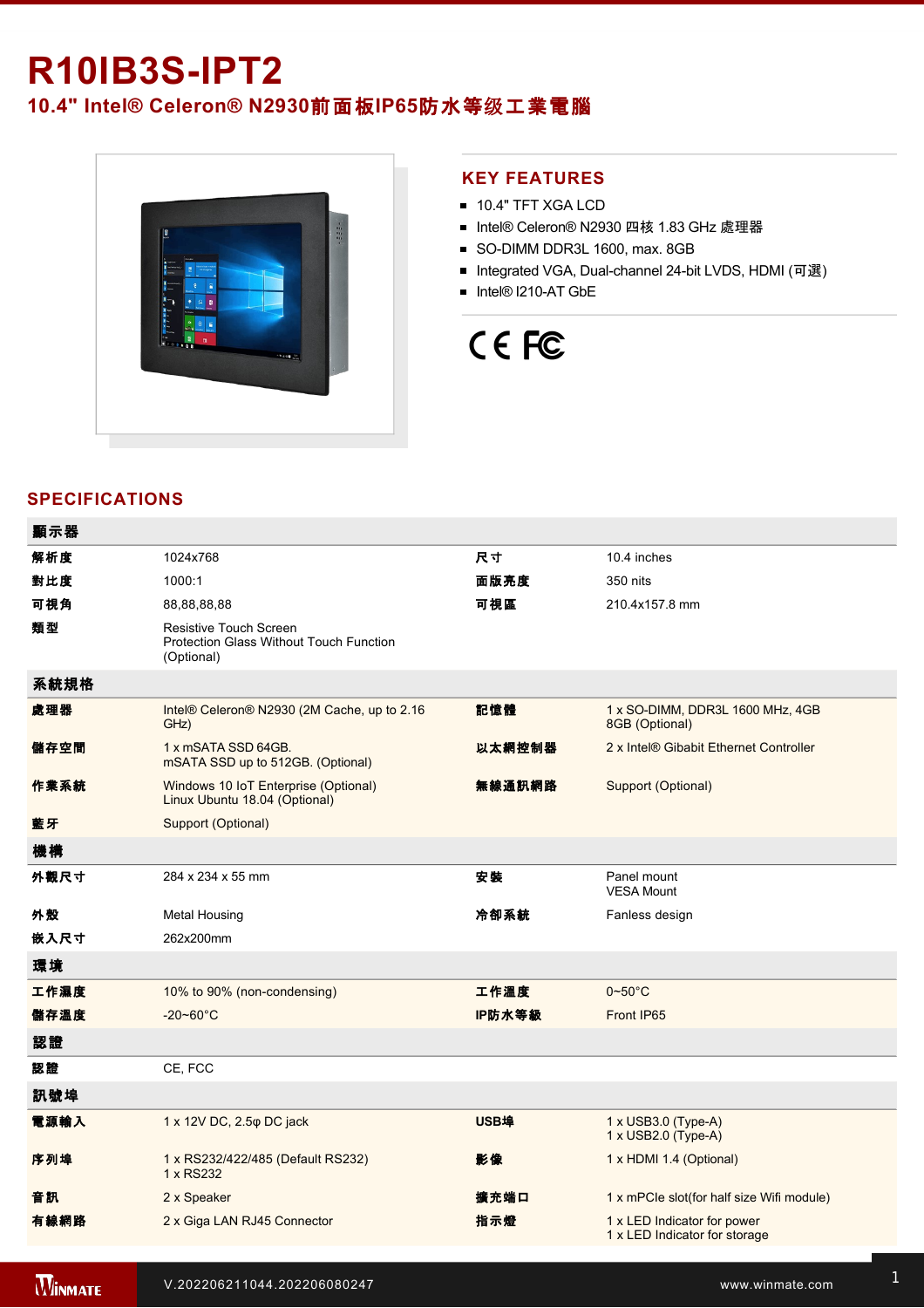# R10IB3S-IPT2

## 10.4" Intel® Celeron® N2930前面板IP65防水等级工業電腦

## KEY FEATURES

- 10.4" TFT XGA LCD
- Intel® Celeron® N2930 四核 1.83 GHz 處理器
- SO-DIMM DDR3L 1600, max. 8GB
- Integrated VGA, Dual-channel 24-bit LVDS, HDMI (可選)
- Intel® I210-AT GbE

## SPECIFICATIONS

| **顯示器** | | | |
|---|---|---|---|
| **解析度** | 1024x768 | **尺寸** | 10.4 inches |
| **對比度** | 1000:1 | **面版亮度** | 350 nits |
| **可視角** | 88,88,88,88 | **可視區** | 210.4x157.8 mm |
| **類型** | Resistive Touch Screen<br>Protection Glass Without Touch Function (Optional) | | |
| **系統規格** | | | |
| **處理器** | Intel® Celeron® N2930 (2M Cache, up to 2.16 GHz) | **記憶體** | 1 x SO-DIMM, DDR3L 1600 MHz, 4GB<br>8GB (Optional) |
| **儲存空間** | 1 x mSATA SSD 64GB.<br>mSATA SSD up to 512GB. (Optional) | **以太網控制器** | 2 x Intel® Gibabit Ethernet Controller |
| **作業系統** | Windows 10 IoT Enterprise (Optional)<br>Linux Ubuntu 18.04 (Optional) | **無線通訊網路** | Support (Optional) |
| **藍牙** | Support (Optional) | | |
| **機構** | | | |
| **外觀尺寸** | 284 x 234 x 55 mm | **安裝** | Panel mount<br>VESA Mount |
| **外殼** | Metal Housing | **冷卻系統** | Fanless design |
| **嵌入尺寸** | 262x200mm | | |
| **環境** | | | |
| **工作濕度** | 10% to 90% (non-condensing) | **工作溫度** | 0~50°C |
| **儲存溫度** | -20~60°C | **IP防水等級** | Front IP65 |
| **認證** | | | |
| **認證** | CE, FCC | | |
| **訊號埠** | | | |
| **電源輸入** | 1 x 12V DC, 2.5φ DC jack | **USB埠** | 1 x USB3.0 (Type-A)<br>1 x USB2.0 (Type-A) |
| **序列埠** | 1 x RS232/422/485 (Default RS232)<br>1 x RS232 | **影像** | 1 x HDMI 1.4 (Optional) |
| **音訊** | 2 x Speaker | **擴充端口** | 1 x mPCIe slot(for half size Wifi module) |
| **有線網路** | 2 x Giga LAN RJ45 Connector | **指示燈** | 1 x LED Indicator for power<br>1 x LED Indicator for storage |

V.202206211044.202206080247

www.winmate.com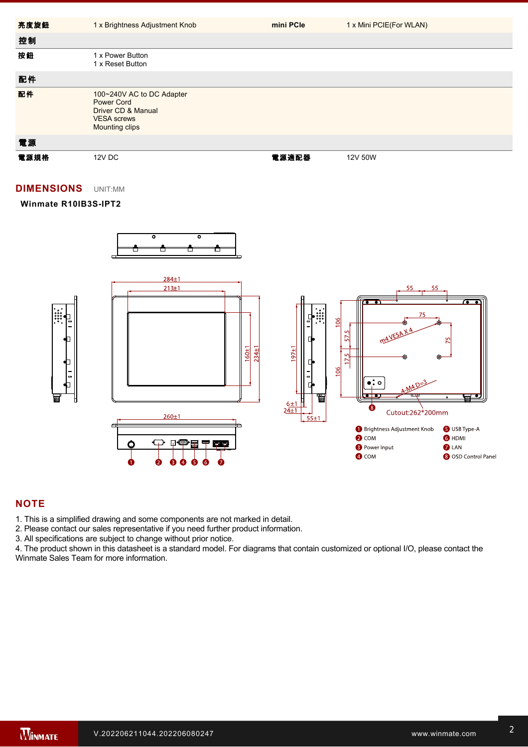| | | | |
|---|---|---|---|
| 亮度旋鈕 | 1 x Brightness Adjustment Knob | mini PCIe | 1 x Mini PCIE(For WLAN) |
| **控制** | | | |
| 按鈕 | 1 x Power Button<br>1 x Reset Button | | |
| **配件** | | | |
| 配件 | 100~240V AC to DC Adapter<br>Power Cord<br>Driver CD & Manual<br>VESA screws<br>Mounting clips | | |
| **電源** | | | |
| 電源規格 | 12V DC | 電源適配器 | 12V 50W |

## DIMENSIONS UNIT:MM

**Winmate R10IB3S-IPT2**

284±1
213±1
160±1
234±1
260±1
197±1
6±1
24±1
55±1
55
55
75
106
57.5
17.5
106
75
m4 VESA X 4
4-M4 D=3
Cutout:262*200mm

1 Brightness Adjustment Knob
2 COM
3 Power Input
4 COM
5 USB Type-A
6 HDMI
7 LAN
8 OSD Control Panel

## NOTE

1. This is a simplified drawing and some components are not marked in detail.
2. Please contact our sales representative if you need further product information.
3. All specifications are subject to change without prior notice.
4. The product shown in this datasheet is a standard model. For diagrams that contain customized or optional I/O, please contact the Winmate Sales Team for more information.